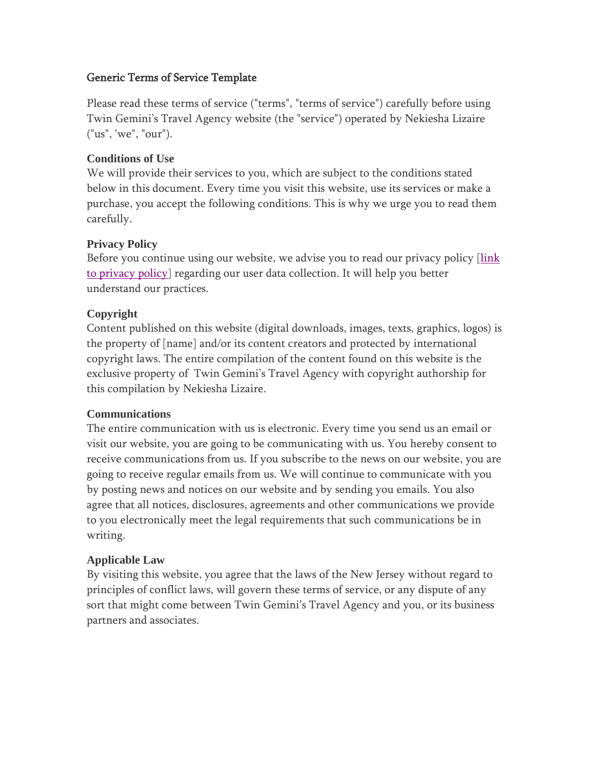# Generic Terms of Service Template

Please read these terms of service ("terms", "terms of service") carefully before using Twin Gemini's Travel Agency website (the "service") operated by Nekiesha Lizaire ("us", 'we", "our").

**Conditions of Use**

We will provide their services to you, which are subject to the conditions stated below in this document. Every time you visit this website, use its services or make a purchase, you accept the following conditions. This is why we urge you to read them carefully.

**Privacy Policy**

Before you continue using our website, we advise you to read our privacy policy [link to privacy policy] regarding our user data collection. It will help you better understand our practices.

**Copyright**

Content published on this website (digital downloads, images, texts, graphics, logos) is the property of [name] and/or its content creators and protected by international copyright laws. The entire compilation of the content found on this website is the exclusive property of Twin Gemini's Travel Agency with copyright authorship for this compilation by Nekiesha Lizaire.

**Communications**

The entire communication with us is electronic. Every time you send us an email or visit our website, you are going to be communicating with us. You hereby consent to receive communications from us. If you subscribe to the news on our website, you are going to receive regular emails from us. We will continue to communicate with you by posting news and notices on our website and by sending you emails. You also agree that all notices, disclosures, agreements and other communications we provide to you electronically meet the legal requirements that such communications be in writing.

**Applicable Law**

By visiting this website, you agree that the laws of the New Jersey without regard to principles of conflict laws, will govern these terms of service, or any dispute of any sort that might come between Twin Gemini's Travel Agency and you, or its business partners and associates.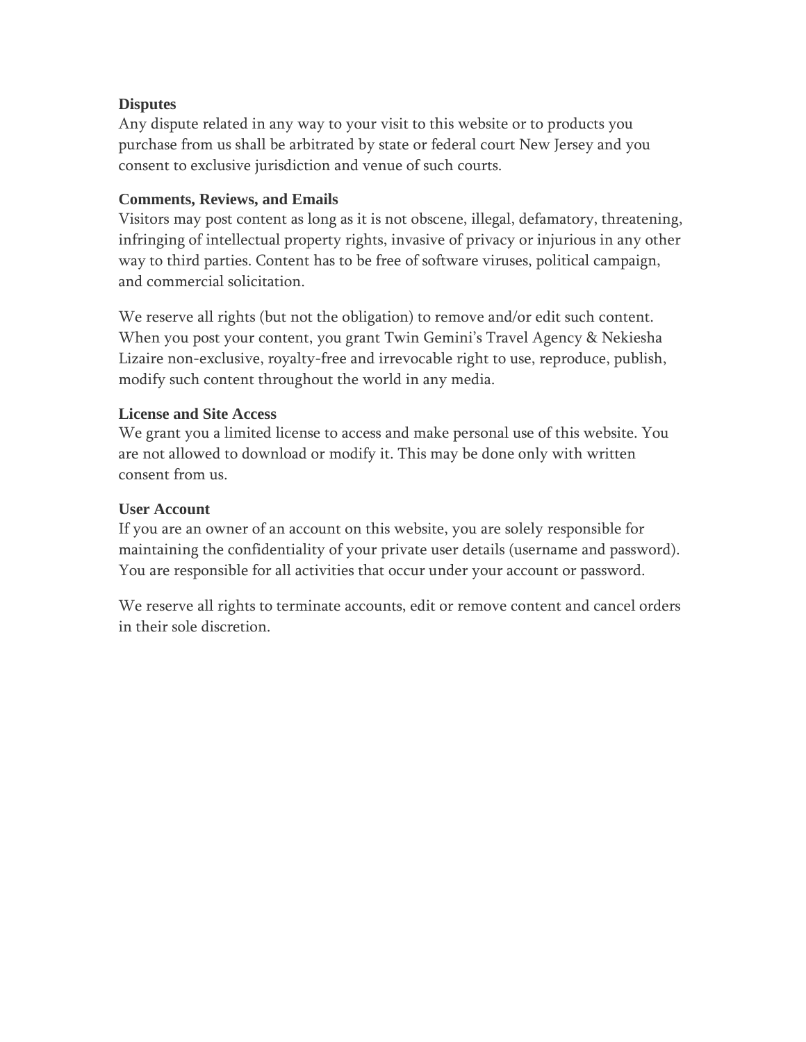**Disputes**
Any dispute related in any way to your visit to this website or to products you purchase from us shall be arbitrated by state or federal court New Jersey and you consent to exclusive jurisdiction and venue of such courts.

**Comments, Reviews, and Emails**
Visitors may post content as long as it is not obscene, illegal, defamatory, threatening, infringing of intellectual property rights, invasive of privacy or injurious in any other way to third parties. Content has to be free of software viruses, political campaign, and commercial solicitation.

We reserve all rights (but not the obligation) to remove and/or edit such content. When you post your content, you grant Twin Gemini's Travel Agency & Nekiesha Lizaire non-exclusive, royalty-free and irrevocable right to use, reproduce, publish, modify such content throughout the world in any media.

**License and Site Access**
We grant you a limited license to access and make personal use of this website. You are not allowed to download or modify it. This may be done only with written consent from us.

**User Account**
If you are an owner of an account on this website, you are solely responsible for maintaining the confidentiality of your private user details (username and password). You are responsible for all activities that occur under your account or password.

We reserve all rights to terminate accounts, edit or remove content and cancel orders in their sole discretion.